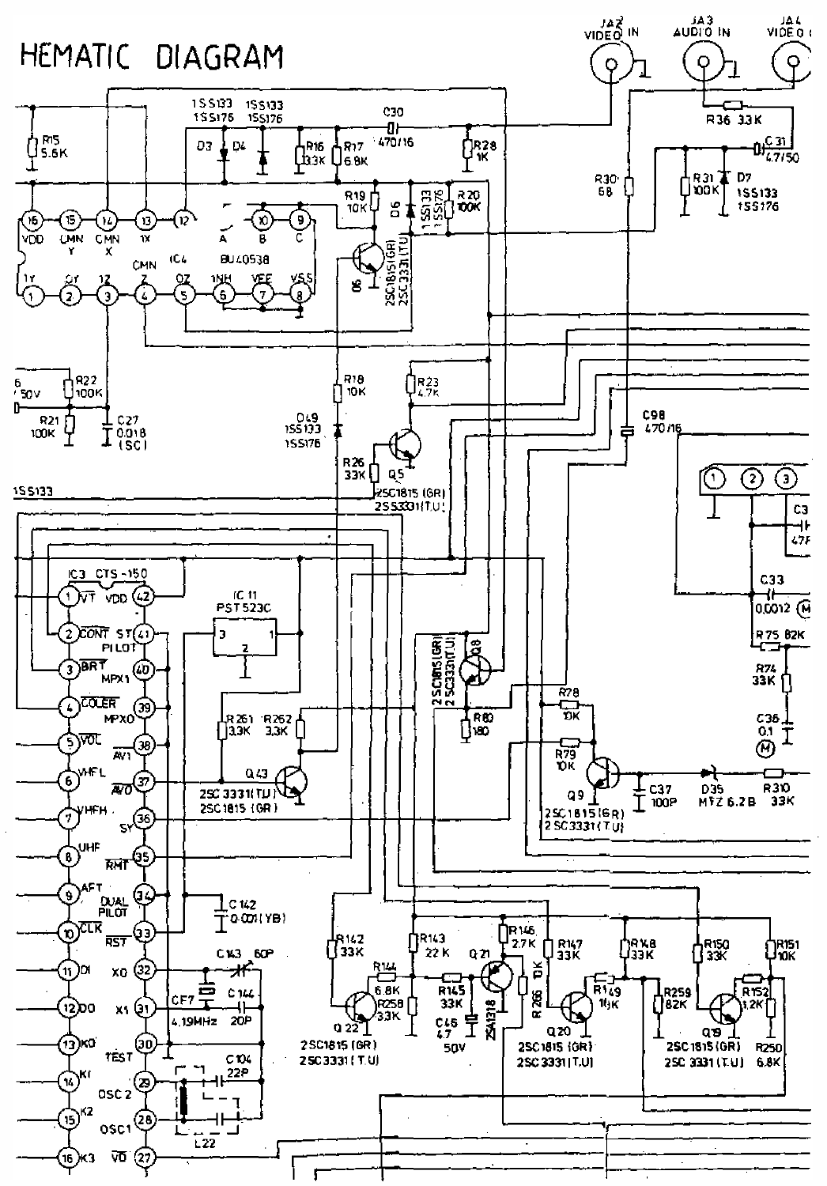# HEMATIC DIAGRAM

JA2 VIDEO IN

JA3 AUDIO IN

JA4 VIDEO O

R15 5.6K

1SS133 1SS176 D3

1SS133 1SS176 D4

R16 33K

R17 6.8K

C30 470/16

R28 1K

R36 33K

C31 4.7/50

R30 68

R31 100K

D7 1SS133 1SS176

R19 10K

D6 1SS133 1SS176

R20 100K

IC4 BU4053B

16 VDD, 15 CMN Y, 14 CMN X, 13 1X, 12, 11 A, 10 B, 9 C

1 1Y, 2 0Y, 3 1Z, 4 CMN Z, 5 0Z, 6 INH, 7 VEE, 8 VSS

Q6 2SC1815(GR) 2SC3331(T,U)

R22 100K

R21 100K

C27 0.018 (SC)

/50V

R18 10K

D49 1SS133 1SS176

R23 4.7K

R26 33K

Q5 2SC1815 (GR) 2SC3331(T,U)

C98 470/16

1SS133

C33 0.0012

R75 82K

R74 33K

C36 0.1

IC3 CTS-150

1 VT, 2 CONT, 3 BRT, 4 COLER, 5 VOL, 6 VHFL, 7 VHFH, 8 UHF, 9 AFT, 10 CLK, 11 DI, 12 DO, 13 K0, 14 K1, 15 K2, 16 K3

42 VDD, 41 ST PILOT, 40 MPX1, 39 MPX0, 38 AV1, 37 AV0, 36 SY, 35 RMT, 34 DUAL PILOT, 33 RST, 32 X0, 31 X1, 30 TEST, 29 OSC2, 28 OSC1, 27 VD

IC11 PST523C

R261 3.3K

R262 3.3K

Q43 2SC3331(T,U) 2SC1815 (GR)

Q8 2SC1815(GR) 2SC3331(T,U)

R80 180

R78 10K

R79 10K

Q9 2SC1815(GR) 2SC3331(T,U)

C37 100P

D35 MTZ 6.2B

R310 33K

C142 0.001 (YB)

C143 60P

CF7 4.19MHz

C144 20P

C104 22P

L22

R142 33K

R143 22K

R144 6.8K

R258 3.3K

Q22 2SC1815 (GR) 2SC3331(T,U)

R145 33K

C46 4.7 50V

Q21 2SA1318

R146 2.7K

R266 10K

R147 33K

Q20 2SC1815 (GR) 2SC3331(T,U)

R148 33K

R149 10K

R259 82K

R150 33K

R151 10K

R152 1.2K

Q19 2SC3331(T,U)

R250 6.8K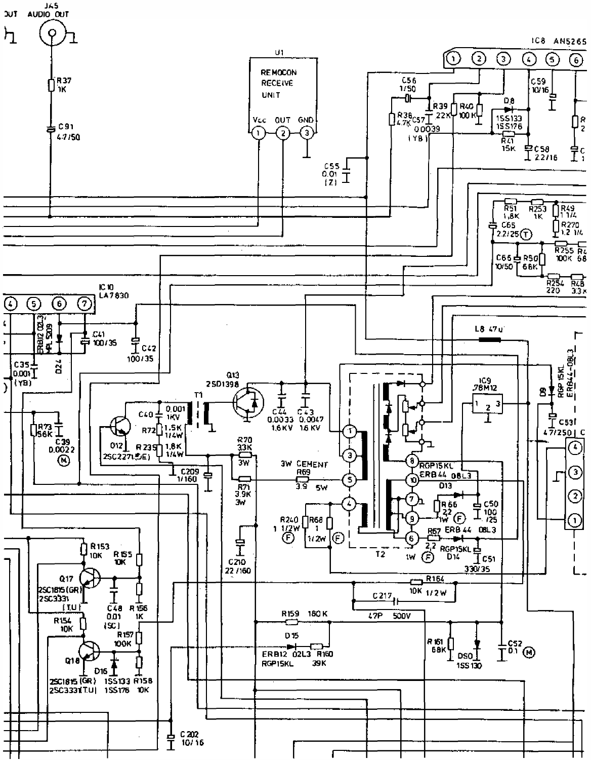J45 AUDIO OUT

R37 1K

C91 4.7/50

U1

REMOCON RECEIVE UNIT

Vcc ① OUT ② GND ③

IC8 AN5265

① ② ③ ④ ⑤ ⑥

C56 1/50

R38 4.7K

C57 0.0039 (YB)

R39 22K

R40 100K

D8 1SS133 1SS176

R41 15K

C58 2.2/16

C59 10/16

C55 0.01 (Z)

R51 1.8K

R253 1K

R49 1 1/4

R270 1.2 1/4

C65 2.2/25 (T)

C66 10/50

R50 68K

R255 100K

R254 220

R48 3.3K

IC10 LA7830

④ ⑤ ⑥ ⑦

ERB12 02L3 / MPL S209

D24

C35 0.001 (YB)

C41 100/35

C42 100/35

Q13 2SD1398

T1

C40 0.001 1KV

R72 1.5K 1/4W

R235 1.8K 1/4W

Q12 2SC2271(5E)

R73 56K

C39 0.0022 (M)

C209 1/160

R70 33K 3W

R71 3.9K 3W

3W CEMENT R69 3.9 5W

C44 0.0033 1.6KV

C43 0.0047 1.6KV

R240 1 1/2W (F)

R68 1 1/2W (F)

C210 22/160

T2

RGP15KL ERB44 08L3

D13

R66 22 1W (F)

C50 100/25

R67 2.2 1W (F)

ERB44 08L3 RGP15KL D14

C51 330/35

L8 47u

IC9 78M12

1 2 3

D9 RGP15KL ERB44-08L3

C53 47/250

④ ③ ② ①

R153 10K

R155 10K

Q17 2SC1815(GR) 2SC3331 (T.U)

C48 0.01 (SC)

R156 1K

R154 10K

R157 100K

Q18 2SC1815(GR) 2SC3331(T.U)

D16 1SS133 1SS176

R158 10K

R164 10K 1/2W

C217 47P 500V

R159 180K

D15 ERB12 02L3 RGP15KL

R160 39K

R161 68K

D50 1SS130

C52 0.1 (M)

C202 10/16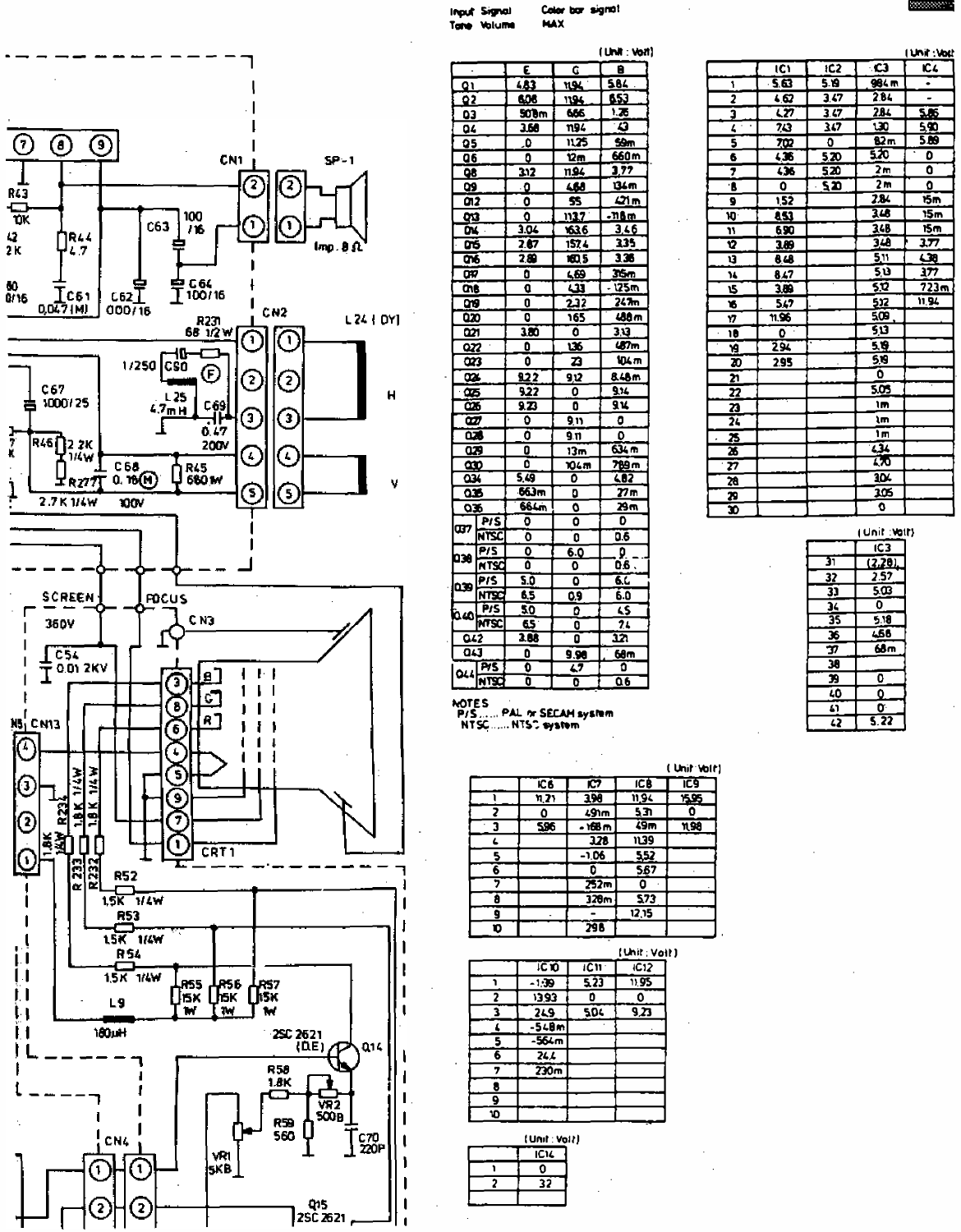Input Signal: Color bar signal
Tone Volume: MAX

(Unit : Volt)

| | | E | C | B |
|---|---|---|---|---|
| Q1 | | 4.83 | 11.94 | 5.84 |
| Q2 | | 6.06 | 11.94 | 6.53 |
| Q3 | | 508m | 6.66 | 1.26 |
| Q4 | | 3.68 | 11.94 | 4.3 |
| Q5 | | 0 | 11.25 | 59m |
| Q6 | | 0 | 12m | 660m |
| Q8 | | 3.12 | 11.94 | 3.77 |
| Q9 | | 0 | 4.68 | 134m |
| Q12 | | 0 | 55 | 421m |
| Q13 | | 0 | 113.7 | -118m |
| Q14 | | 3.04 | 163.6 | 3.46 |
| Q15 | | 2.87 | 157.4 | 3.35 |
| Q16 | | 2.89 | 160.5 | 3.36 |
| Q17 | | 0 | 4.69 | 315m |
| Q18 | | 0 | 4.33 | -125m |
| Q19 | | 0 | 2.32 | 247m |
| Q20 | | 0 | 165 | 488m |
| Q21 | | 3.80 | 0 | 3.13 |
| Q22 | | 0 | 136 | 487m |
| Q23 | | 0 | 23 | 104m |
| Q24 | | 9.22 | 9.12 | 8.48m |
| Q25 | | 9.22 | 0 | 9.14 |
| Q26 | | 9.23 | 0 | 9.14 |
| Q27 | | 0 | 9.11 | 0 |
| Q28 | | 0 | 9.11 | 0 |
| Q29 | | 0 | 13m | 634m |
| Q30 | | 0 | 104m | 789m |
| Q34 | | 5.49 | 0 | 4.82 |
| Q35 | | 663m | 0 | 27m |
| Q36 | | 664m | 0 | 29m |
| Q37 | P/S | 0 | 0 | 0 |
| | NTSC | 0 | 0 | 0.6 |
| Q38 | P/S | 0 | 6.0 | 0 |
| | NTSC | 0 | 0 | 0.6 |
| Q39 | P/S | 5.0 | 0 | 6.0 |
| | NTSC | 6.5 | 0.9 | 6.0 |
| Q40 | P/S | 5.0 | 0 | 4.5 |
| | NTSC | 6.5 | 0 | 7.4 |
| Q42 | | 3.88 | 0 | 3.21 |
| Q43 | | 0 | 9.98 | 68m |
| Q44 | P/S | 0 | 4.7 | 0 |
| | NTSC | 0 | 0 | 0.6 |

NOTES
P/S ...... PAL or SECAM system
NTSC ...... NTSC system

(Unit : Volt)

| | IC1 | IC2 | IC3 | IC4 |
|---|---|---|---|---|
| 1 | 5.63 | 5.19 | 984m | - |
| 2 | 4.62 | 3.47 | 2.84 | - |
| 3 | 4.27 | 3.47 | 2.84 | 5.86 |
| 4 | 7.43 | 3.47 | 1.30 | 5.90 |
| 5 | 7.02 | 0 | 82m | 5.89 |
| 6 | 4.36 | 5.20 | 5.20 | 0 |
| 7 | 4.36 | 5.20 | 2m | 0 |
| 8 | 0 | 5.20 | 2m | 0 |
| 9 | 1.52 | | 2.84 | 15m |
| 10 | 8.53 | | 3.48 | 15m |
| 11 | 6.90 | | 3.48 | 15m |
| 12 | 3.89 | | 3.48 | 3.77 |
| 13 | 8.48 | | 5.11 | 4.38 |
| 14 | 8.47 | | 5.13 | 3.77 |
| 15 | 3.89 | | 5.12 | 723m |
| 16 | 5.47 | | 5.12 | 11.94 |
| 17 | 11.96 | | 5.09 | |
| 18 | 0 | | 5.13 | |
| 19 | 2.94 | | 5.19 | |
| 20 | 2.95 | | 5.19 | |
| 21 | | | 0 | |
| 22 | | | 5.05 | |
| 23 | | | 1m | |
| 24 | | | 1m | |
| 25 | | | 1m | |
| 26 | | | 4.34 | |
| 27 | | | 4.70 | |
| 28 | | | 3.04 | |
| 29 | | | 3.05 | |
| 30 | | | 0 | |

(Unit : Volt)

| | IC3 |
|---|---|
| 31 | (2.28) |
| 32 | 2.57 |
| 33 | 5.03 |
| 34 | 0 |
| 35 | 5.18 |
| 36 | 4.68 |
| 37 | 68m |
| 38 | |
| 39 | 0 |
| 40 | 0 |
| 41 | 0 |
| 42 | 5.22 |

(Unit : Volt)

| | IC6 | IC7 | IC8 | IC9 |
|---|---|---|---|---|
| 1 | 11.21 | 3.98 | 11.94 | 15.95 |
| 2 | 0 | 491m | 5.31 | 0 |
| 3 | 5.96 | -168m | 49m | 11.98 |
| 4 | | 3.28 | 11.39 | |
| 5 | | -1.06 | 5.52 | |
| 6 | | 0 | 5.67 | |
| 7 | | 252m | 0 | |
| 8 | | 328m | 5.73 | |
| 9 | | - | 12.15 | |
| 10 | | 2.98 | | |

(Unit : Volt)

| | IC10 | IC11 | IC12 |
|---|---|---|---|
| 1 | -1.39 | 5.23 | 11.95 |
| 2 | 13.93 | 0 | 0 |
| 3 | 2.49 | 5.04 | 9.23 |
| 4 | -548m | | |
| 5 | -564m | | |
| 6 | 24.4 | | |
| 7 | 230m | | |
| 8 | | | |
| 9 | | | |
| 10 | | | |

(Unit : Volt)

| | IC14 |
|---|---|
| 1 | 0 |
| 2 | 32 |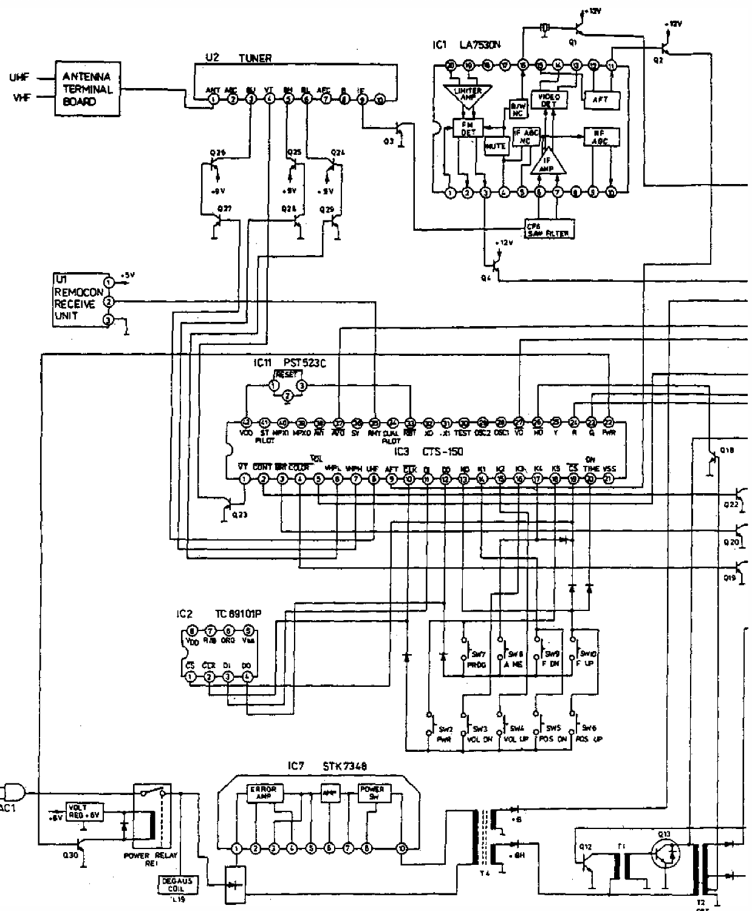UHF

VHF

ANTENNA TERMINAL BOARD

U2 TUNER

ANT ① AGC ② BU ③ VT ④ BH ⑤ BL ⑥ AFC ⑦ B ⑧ IF ⑨ ⑩

Q26 Q25 Q24

+9V +9V +9V

Q27 Q28 Q29

Q3

IC1 LA7530N

LIMITER AMP

FM DET

B/W NC

VIDEO DET

AFT

MUTE

IF AGC NC

IF AMP

RF AGC

CF6 SAW FILTER

Q1 +12V

Q2 +12V

Q4 +12V

U1 REMOCON RECEIVE UNIT

① +5V ② ③

IC11 PST523C

RESET ① ② ③

VDD 42, ST PILOT 41, MPXI 40, MPXO 39, ANT 38, AFO 37, SY 36, RMT 35, DUAL PILOT 34, RST 33, XO 32, XI 31, TEST 30, OSC2 29, OSC1 28, VO 27, HO 26, Y 25, R 24, G 23, PWR 22

IC3 CTS-150

VT 1, CONT 2, BRT 3, COLOR 4, VOL 5, VHFL 6, VHFH 7, UHF 8, AFT 9, CLK 10, DI 11, DO 12, ND 13, K1 14, K2 15, K3 16, K4 17, K5 18, CS 19, ON TIME 20, VSS 21

Q23

Q18 Q22 Q20 Q19

IC2 TC89101P

VDD ⑧ R/B ⑦ ORG ⑥ VSS ⑤

CS ① CLK ② DI ③ DO ④

SW7 PROG

SW8 A ME

SW9 F DN

SW10 F UP

SW2 PWR

SW3 VOL DN

SW4 VOL UP

SW5 POS DN

SW6 POS UP

IC7 STK7348

ERROR AMP

AMP

POWER SW

① ② ③ ④ ⑤ ⑥ ⑦ ⑧ ⑩

AC1

VOLT REG +6V

+6V

Q30

POWER RELAY RE1

DEGAUS COIL L19

T4

+B

+BH

Q12 T1 Q13

T2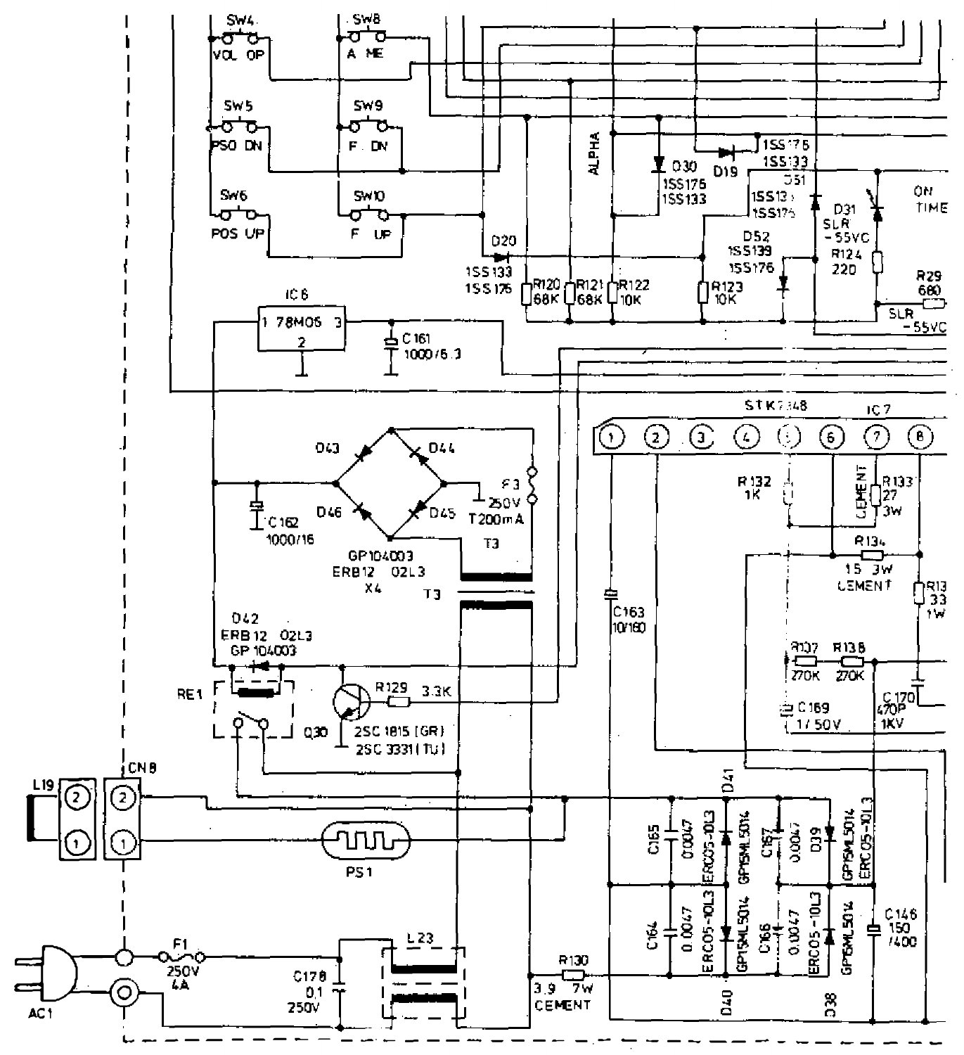SW4 VOL OP
SW8 A ME
SW5 PSO DN
SW9 F. DN
SW6 POS UP
SW10 F UP

ALPHA

D30 1SS176 1SS133
D19
1SS176 1SS133
D51 1SS133 1SS176
D31 SLR -55VC
ON TIME
D20 1SS133 1SS176
D52 1SS139 1SS176
R124 220
R29 680
SLR -55VC

R120 68K
R121 68K
R122 10K
R123 10K

IC6 78M05
1 3
2
C161 1000/6.3

STK7348 IC7
① ② ③ ④ ⑤ ⑥ ⑦ ⑧

D43 D44
D46 D45
F3 250V T200mA
C162 1000/16
GP104003 ERB12 02L3 X4
T3
T3

R132 1K
CEMENT R133 27 3W
R134 15 3W CEMENT
R13 33 1W

D42 ERB12 02L3 GP104003
RE1
Q30 2SC1815 (GR) 2SC3331 (TU)
R129 3.3K

C163 10/160
R107 270K
R138 270K
C169 1/50V
C170 470P 1KV

L19 ② ①
CN8 ② ①
PS1

D41
C165 0.0047
ERC05-10L3 GP15ML5014
C167 0.0047
D39 GP15ML5014 ERC05-10L3
C164 0.0047
ERC05-10L3 GP15ML5014
C166 0.0047
ERC05-10L3 GP15ML5014
C146 150/400
D40
D38

AC1
F1 250V 4A
C178 0.1 250V
L23
R130 3.9 7W CEMENT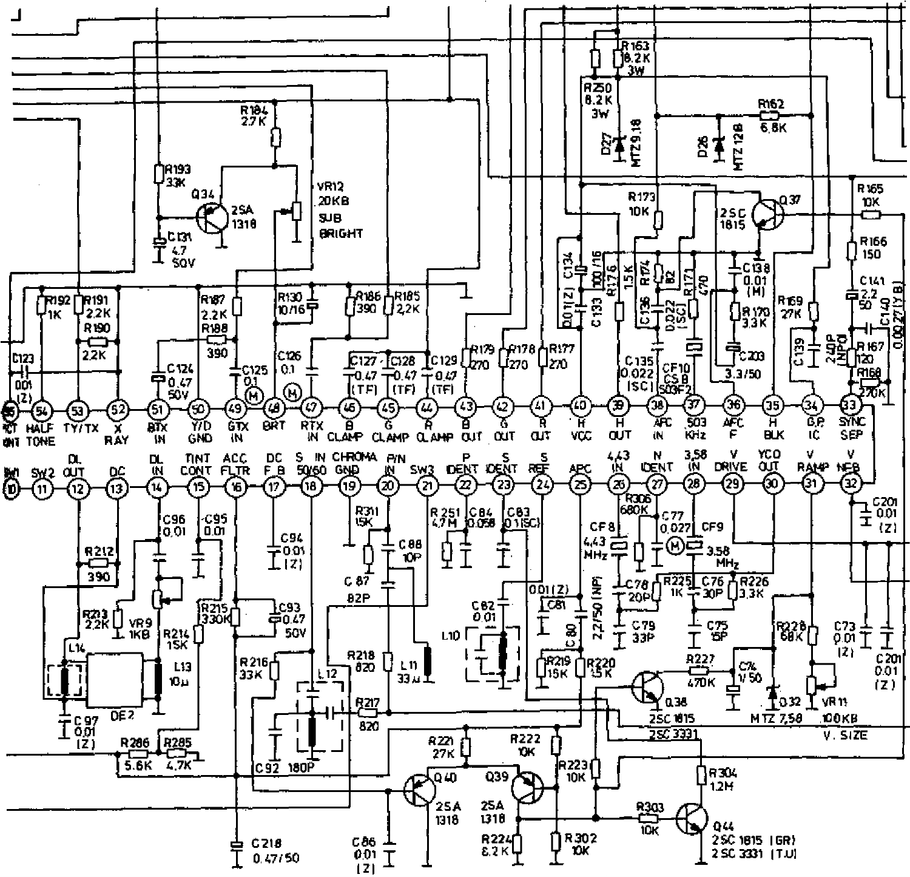| Pin | Label |
|---|---|
| 10 | SW1 |
| 11 | SW2 |
| 12 | DL OUT |
| 13 | DC |
| 14 | DL IN |
| 15 | TINT CONT |
| 16 | ACC FLTR |
| 17 | DC F.B |
| 18 | S 50/60 |
| 19 | CHROMA IN GND |
| 20 | P/N IN |
| 21 | SW3 |
| 22 | P IDENT |
| 23 | S IDENT |
| 24 | S REF |
| 25 | APC |
| 26 | 4.43 IN |
| 27 | N IDENT |
| 28 | 3.58 IN |
| 29 | V DRIVE |
| 30 | VCO OUT |
| 31 | V RAMP |
| 32 | V NFB |
| 33 | SYNC SEP |
| 34 | G.P IC |
| 35 | H BLK |
| 36 | AFC F |
| 37 | 503 KHz |
| 38 | AFC IN |
| 39 | H OUT |
| 40 | H VCC |
| 41 | R OUT |
| 42 | G OUT |
| 43 | B OUT |
| 44 | R CLAMP |
| 45 | G CLAMP |
| 46 | B CLAMP |
| 47 | RTX IN |
| 48 | BRT |
| 49 | GTX IN |
| 50 | Y/D GND |
| 51 | BTX IN |
| 52 | X RAY |
| 53 | TY/TX |
| 54 | HALF TONE |
| 55 | PICT CONT |

R193 33K, Q34 2SA 1318, C131 4.7 50V, R184 2.7K, VR12 20KB SUB BRIGHT, R192 1K, R191 2.2K, R190 2.2K, C123 .001 (Z), R187 2.2K, R188 390, C124 0.47 50V, C125 0.1 (M), R130 10/16, C126 0.1 (M), R186 390, R185 2.2K, C127 0.47 (TF), C128 0.47 (TF), C129 0.47 (TF), R179 270, R178 270, R177 270, R163 8.2K 3W, R250 8.2K 3W, D27 MTZ 9.1B, D26 MTZ 12B, R162 6.8K, R173 10K, C134 100/16, C133 0.01 (Z), R176 1.5K, R174 82, C136 0.022 (SC), R171 470, C135 0.022 (SC), CF10 CSB 503F2, Q37 2SC 1815, C138 0.01 (M), R170 3.3K, C203 3.3/50, R165 10K, R166 150, R169 27K, C141 2.2 50, C139 240P (NPO), R167 120, C140 0.0027 (YB), R168 270K, C201 0.01 (Z)

R212 390, C96 0.01, C95 0.01, R213 2.2K, VR9 1KB, R214 15K, R215 330K, C93 0.47 50V, C94 0.01 (Z), L14, L13 10μ, DE2, C97 0.01 (Z), R286 5.6K, R285 4.7K, R216 33K, L12, C92 180P, C218 0.47/50, R311 15K, C88 10P, C87 82P, R218 820, L11 33μ, R217 820, R251 4.7M, C84 0.056, C83 0.1 (SC), C82 0.01, L10, C81 0.01 (Z), C80 2.2/50 (NP), R219 15K, R220 1.5K, CF8 4.43 MHz, R306 680K, C77 0.027 (M), CF9 3.58 MHz, C78 20P, C79 33P, R225 1K, C76 30P, R226 3.3K, C75 15P, R227 470K, C74 1/50, Q38 2SC 1815 / 2SC 3331, D32 MTZ 7.5B, R228 68K, C73 0.01 (Z), C201 0.01 (Z), VR11 100KB V. SIZE, R221 27K, Q40 2SA 1318, C86 0.01 (Z), R222 10K, Q39 2SA 1318, R224 8.2K, R223 10K, R302 10K, R303 10K, R304 1.2M, Q44 2SC 1815 (GR) / 2SC 3331 (T.U)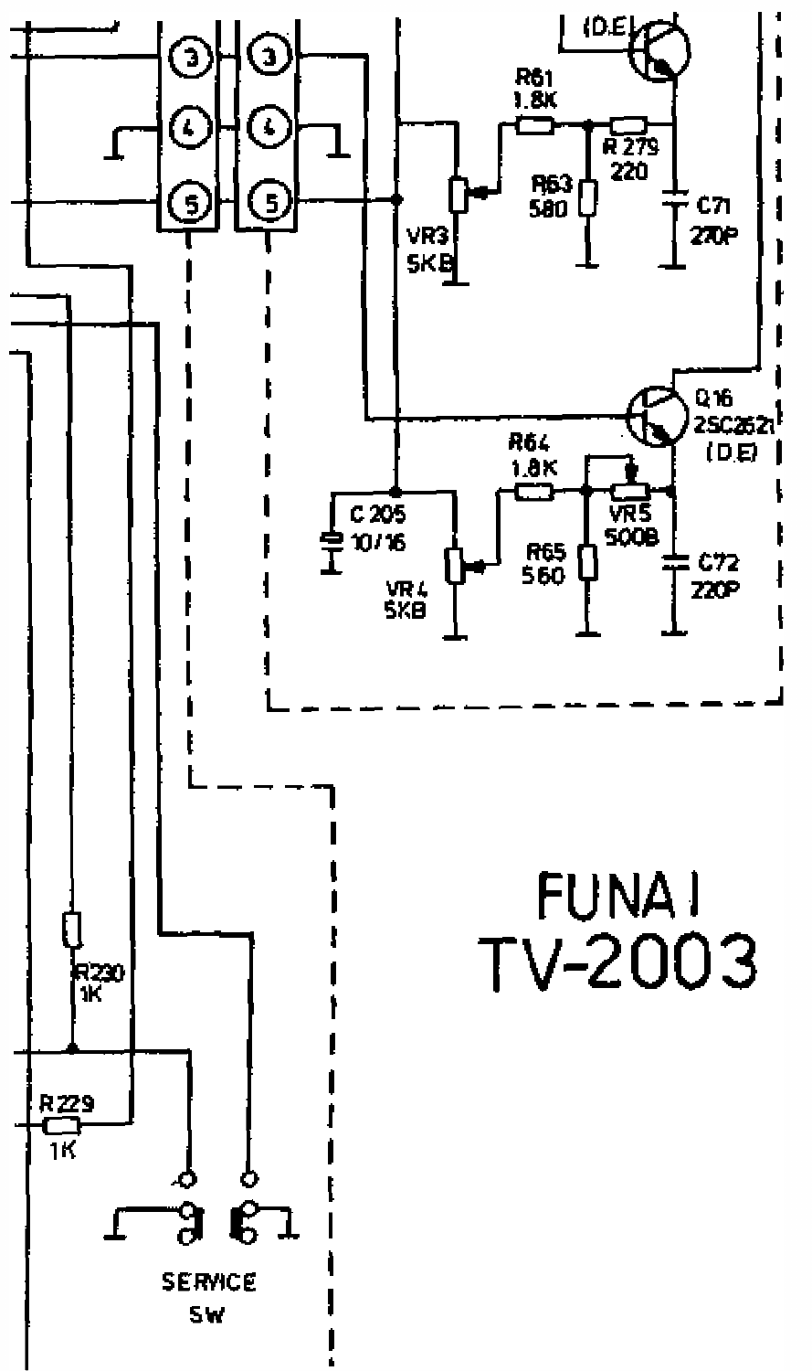(D.E)

R61
1.8K

R 279
220

R63
580

C71
270P

VR3
5KB

Q16
2SC2621
(D.E)

R64
1.8K

C 205
10/16

VR4
5KB

R65
560

VR5
500B

C72
220P

R230
1K

R229
1K

SERVICE
SW

# FUNAI TV-2003